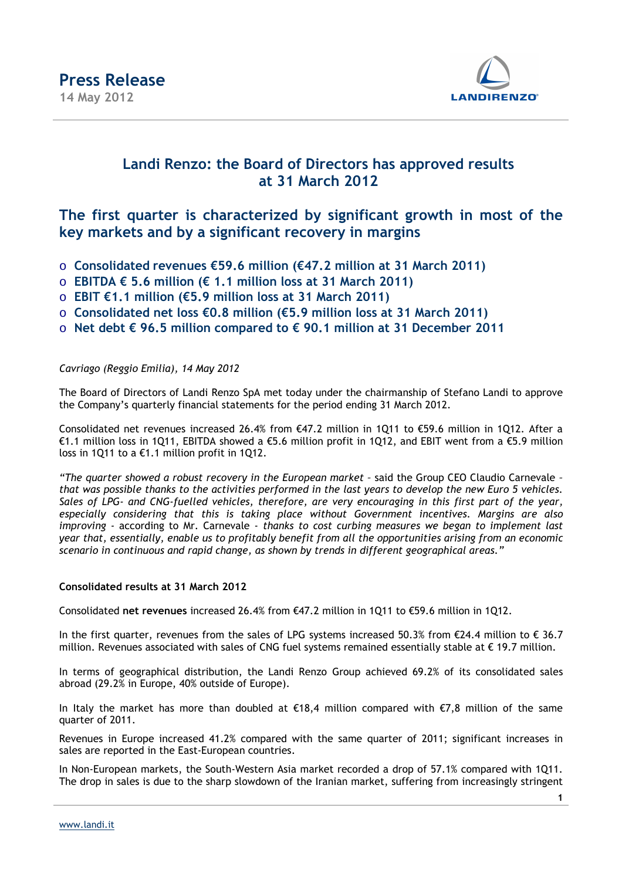# Press Release

**14 May 2012**

## Landi Renzo: the Board of Directors has approved results at 31 March 2012

## The first quarter is characterized by significant growth in most of the key markets and by a significant recovery in margins

- **Consolidated revenues €59.6 million (€47.2 million at 31 March 2011)**
- **EBITDA € 5.6 million (€ 1.1 million loss at 31 March 2011)**
- **EBIT €1.1 million (€5.9 million loss at 31 March 2011)**
- **Consolidated net loss €0.8 million (€5.9 million loss at 31 March 2011)**
- **Net debt € 96.5 million compared to € 90.1 million at 31 December 2011**

*Cavriago (Reggio Emilia), 14 May 2012*

The Board of Directors of Landi Renzo SpA met today under the chairmanship of Stefano Landi to approve the Company's quarterly financial statements for the period ending 31 March 2012.

Consolidated net revenues increased 26.4% from €47.2 million in 1Q11 to €59.6 million in 1Q12. After a €1.1 million loss in 1Q11, EBITDA showed a €5.6 million profit in 1Q12, and EBIT went from a €5.9 million loss in 1Q11 to a €1.1 million profit in 1Q12.

*"The quarter showed a robust recovery in the European market* - said the Group CEO Claudio Carnevale – *that was possible thanks to the activities performed in the last years to develop the new Euro 5 vehicles. Sales of LPG- and CNG-fuelled vehicles, therefore, are very encouraging in this first part of the year, especially considering that this is taking place without Government incentives. Margins are also improving* - according to Mr. Carnevale - *thanks to cost curbing measures we began to implement last year that, essentially, enable us to profitably benefit from all the opportunities arising from an economic scenario in continuous and rapid change, as shown by trends in different geographical areas."*

**Consolidated results at 31 March 2012**

Consolidated **net revenues** increased 26.4% from €47.2 million in 1Q11 to €59.6 million in 1Q12.

In the first quarter, revenues from the sales of LPG systems increased 50.3% from €24.4 million to € 36.7 million. Revenues associated with sales of CNG fuel systems remained essentially stable at € 19.7 million.

In terms of geographical distribution, the Landi Renzo Group achieved 69.2% of its consolidated sales abroad (29.2% in Europe, 40% outside of Europe).

In Italy the market has more than doubled at €18,4 million compared with €7,8 million of the same quarter of 2011.

Revenues in Europe increased 41.2% compared with the same quarter of 2011; significant increases in sales are reported in the East-European countries.

In Non-European markets, the South-Western Asia market recorded a drop of 57.1% compared with 1Q11. The drop in sales is due to the sharp slowdown of the Iranian market, suffering from increasingly stringent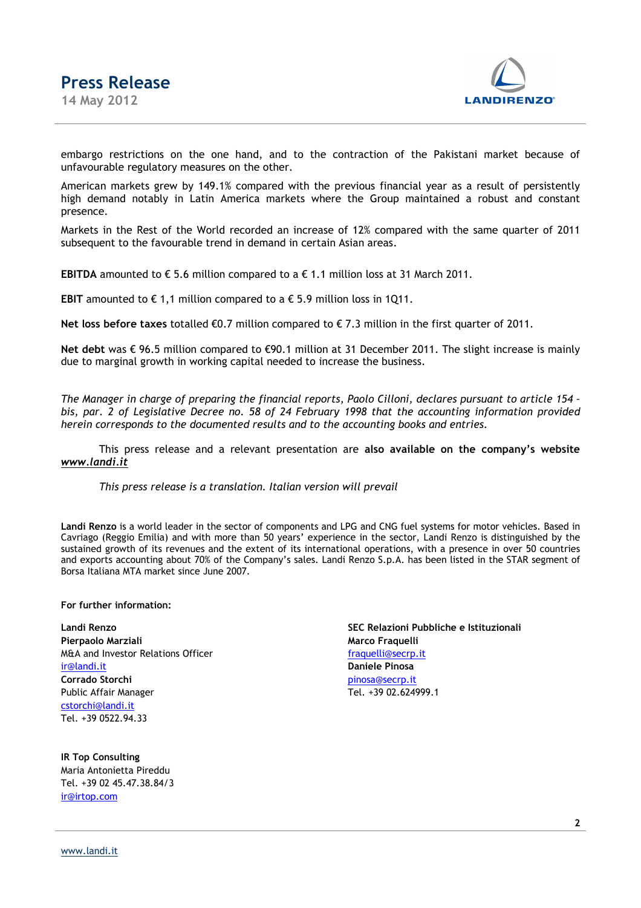embargo restrictions on the one hand, and to the contraction of the Pakistani market because of unfavourable regulatory measures on the other.

American markets grew by 149.1% compared with the previous financial year as a result of persistently high demand notably in Latin America markets where the Group maintained a robust and constant presence.

Markets in the Rest of the World recorded an increase of 12% compared with the same quarter of 2011 subsequent to the favourable trend in demand in certain Asian areas.

**EBITDA** amounted to € 5.6 million compared to a € 1.1 million loss at 31 March 2011.

**EBIT** amounted to € 1,1 million compared to a € 5.9 million loss in 1Q11.

**Net loss before taxes** totalled €0.7 million compared to € 7.3 million in the first quarter of 2011.

**Net debt** was € 96.5 million compared to €90.1 million at 31 December 2011. The slight increase is mainly due to marginal growth in working capital needed to increase the business.

*The Manager in charge of preparing the financial reports, Paolo Cilloni, declares pursuant to article 154 – bis, par. 2 of Legislative Decree no. 58 of 24 February 1998 that the accounting information provided herein corresponds to the documented results and to the accounting books and entries.*

This press release and a relevant presentation are **also available on the company's website *www.landi.it***

*This press release is a translation. Italian version will prevail*

**Landi Renzo** is a world leader in the sector of components and LPG and CNG fuel systems for motor vehicles. Based in Cavriago (Reggio Emilia) and with more than 50 years' experience in the sector, Landi Renzo is distinguished by the sustained growth of its revenues and the extent of its international operations, with a presence in over 50 countries and exports accounting about 70% of the Company's sales. Landi Renzo S.p.A. has been listed in the STAR segment of Borsa Italiana MTA market since June 2007.

**For further information:**

**Landi Renzo**
**Pierpaolo Marziali**
M&A and Investor Relations Officer
ir@landi.it
**Corrado Storchi**
Public Affair Manager
cstorchi@landi.it
Tel. +39 0522.94.33

**SEC Relazioni Pubbliche e Istituzionali**
**Marco Fraquelli**
fraquelli@secrp.it
**Daniele Pinosa**
pinosa@secrp.it
Tel. +39 02.624999.1

**IR Top Consulting**
Maria Antonietta Pireddu
Tel. +39 02 45.47.38.84/3
ir@irtop.com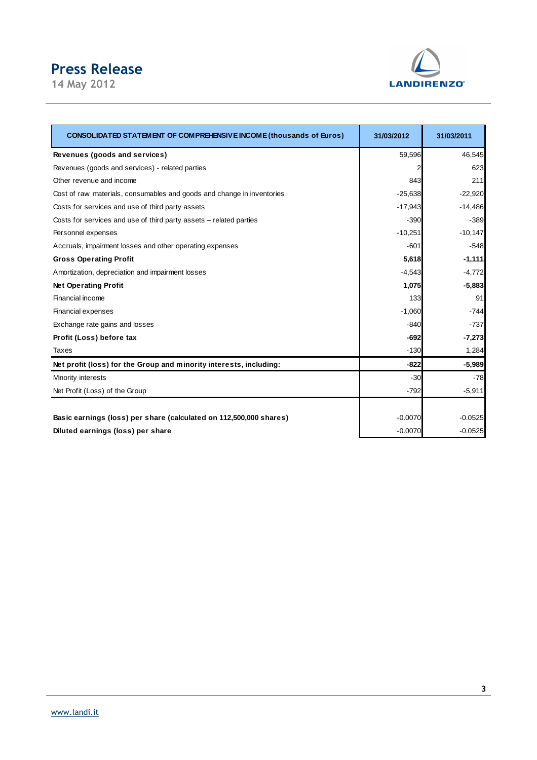| CONSOLIDATED STATEMENT OF COMPREHENSIVE INCOME (thousands of Euros) | 31/03/2012 | 31/03/2011 |
|---|---|---|
| **Revenues (goods and services)** | 59,596 | 46,545 |
| Revenues (goods and services) - related parties | 2 | 623 |
| Other revenue and income | 843 | 211 |
| Cost of raw materials, consumables and goods and change in inventories | -25,638 | -22,920 |
| Costs for services and use of third party assets | -17,943 | -14,486 |
| Costs for services and use of third party assets – related parties | -390 | -389 |
| Personnel expenses | -10,251 | -10,147 |
| Accruals, impairment losses and other operating expenses | -601 | -548 |
| **Gross Operating Profit** | **5,618** | **-1,111** |
| Amortization, depreciation and impairment losses | -4,543 | -4,772 |
| **Net Operating Profit** | **1,075** | **-5,883** |
| Financial income | 133 | 91 |
| Financial expenses | -1,060 | -744 |
| Exchange rate gains and losses | -840 | -737 |
| **Profit (Loss) before tax** | **-692** | **-7,273** |
| Taxes | -130 | 1,284 |
| **Net profit (loss) for the Group and minority interests, including:** | **-822** | **-5,989** |
| Minority interests | -30 | -78 |
| Net Profit (Loss) of the Group | -792 | -5,911 |
| | | |
| **Basic earnings (loss) per share (calculated on 112,500,000 shares)** | -0.0070 | -0.0525 |
| **Diluted earnings (loss) per share** | -0.0070 | -0.0525 |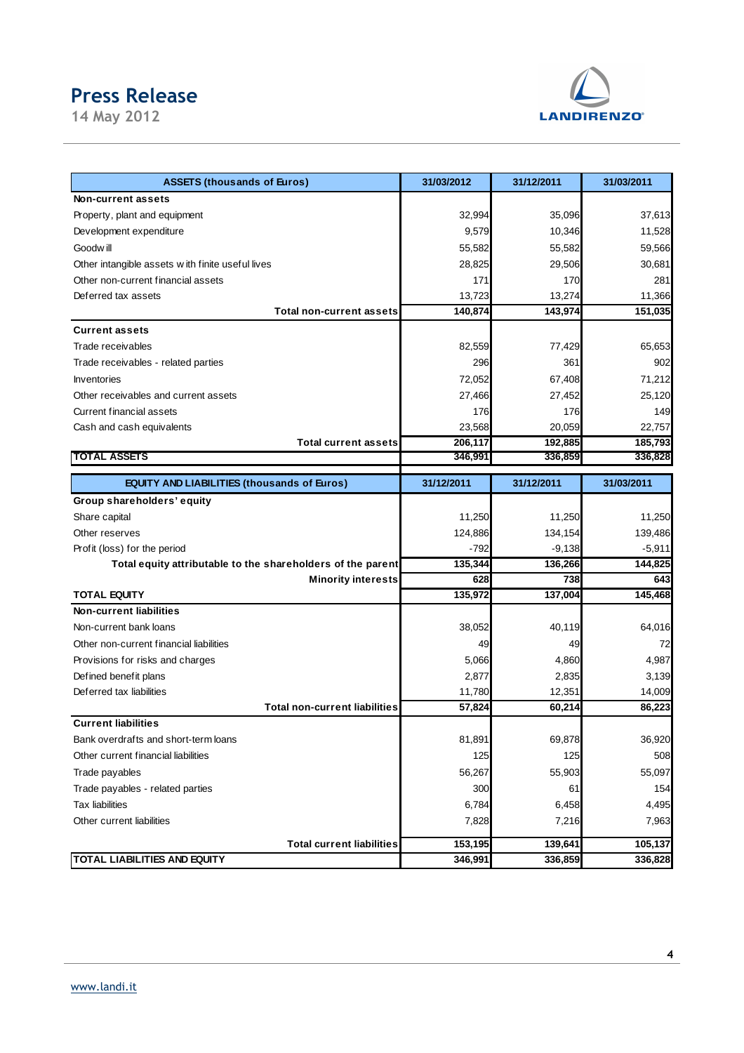| ASSETS (thousands of Euros) | 31/03/2012 | 31/12/2011 | 31/03/2011 |
|---|---|---|---|
| **Non-current assets** | | | |
| Property, plant and equipment | 32,994 | 35,096 | 37,613 |
| Development expenditure | 9,579 | 10,346 | 11,528 |
| Goodwill | 55,582 | 55,582 | 59,566 |
| Other intangible assets with finite useful lives | 28,825 | 29,506 | 30,681 |
| Other non-current financial assets | 171 | 170 | 281 |
| Deferred tax assets | 13,723 | 13,274 | 11,366 |
| **Total non-current assets** | **140,874** | **143,974** | **151,035** |
| **Current assets** | | | |
| Trade receivables | 82,559 | 77,429 | 65,653 |
| Trade receivables - related parties | 296 | 361 | 902 |
| Inventories | 72,052 | 67,408 | 71,212 |
| Other receivables and current assets | 27,466 | 27,452 | 25,120 |
| Current financial assets | 176 | 176 | 149 |
| Cash and cash equivalents | 23,568 | 20,059 | 22,757 |
| **Total current assets** | **206,117** | **192,885** | **185,793** |
| **TOTAL ASSETS** | **346,991** | **336,859** | **336,828** |

| EQUITY AND LIABILITIES (thousands of Euros) | 31/12/2011 | 31/12/2011 | 31/03/2011 |
|---|---|---|---|
| **Group shareholders' equity** | | | |
| Share capital | 11,250 | 11,250 | 11,250 |
| Other reserves | 124,886 | 134,154 | 139,486 |
| Profit (loss) for the period | -792 | -9,138 | -5,911 |
| **Total equity attributable to the shareholders of the parent** | **135,344** | **136,266** | **144,825** |
| **Minority interests** | **628** | **738** | **643** |
| **TOTAL EQUITY** | **135,972** | **137,004** | **145,468** |
| **Non-current liabilities** | | | |
| Non-current bank loans | 38,052 | 40,119 | 64,016 |
| Other non-current financial liabilities | 49 | 49 | 72 |
| Provisions for risks and charges | 5,066 | 4,860 | 4,987 |
| Defined benefit plans | 2,877 | 2,835 | 3,139 |
| Deferred tax liabilities | 11,780 | 12,351 | 14,009 |
| **Total non-current liabilities** | **57,824** | **60,214** | **86,223** |
| **Current liabilities** | | | |
| Bank overdrafts and short-term loans | 81,891 | 69,878 | 36,920 |
| Other current financial liabilities | 125 | 125 | 508 |
| Trade payables | 56,267 | 55,903 | 55,097 |
| Trade payables - related parties | 300 | 61 | 154 |
| Tax liabilities | 6,784 | 6,458 | 4,495 |
| Other current liabilities | 7,828 | 7,216 | 7,963 |
| **Total current liabilities** | **153,195** | **139,641** | **105,137** |
| **TOTAL LIABILITIES AND EQUITY** | **346,991** | **336,859** | **336,828** |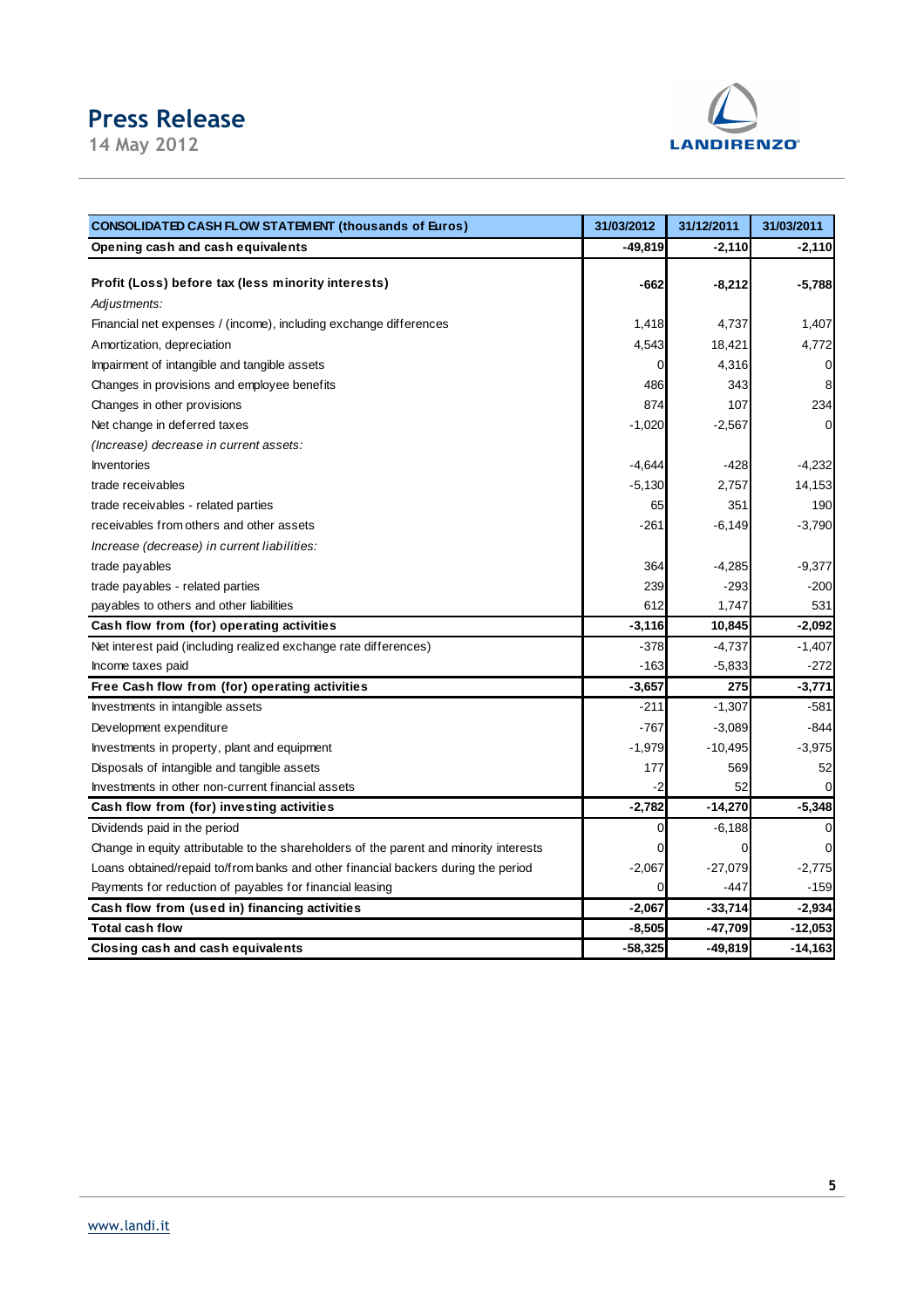| CONSOLIDATED CASH FLOW STATEMENT (thousands of Euros) | 31/03/2012 | 31/12/2011 | 31/03/2011 |
|---|---|---|---|
| **Opening cash and cash equivalents** | **-49,819** | **-2,110** | **-2,110** |
| | | | |
| **Profit (Loss) before tax (less minority interests)** | **-662** | **-8,212** | **-5,788** |
| *Adjustments:* | | | |
| Financial net expenses / (income), including exchange differences | 1,418 | 4,737 | 1,407 |
| Amortization, depreciation | 4,543 | 18,421 | 4,772 |
| Impairment of intangible and tangible assets | 0 | 4,316 | 0 |
| Changes in provisions and employee benefits | 486 | 343 | 8 |
| Changes in other provisions | 874 | 107 | 234 |
| Net change in deferred taxes | -1,020 | -2,567 | 0 |
| *(Increase) decrease in current assets:* | | | |
| Inventories | -4,644 | -428 | -4,232 |
| trade receivables | -5,130 | 2,757 | 14,153 |
| trade receivables - related parties | 65 | 351 | 190 |
| receivables from others and other assets | -261 | -6,149 | -3,790 |
| *Increase (decrease) in current liabilities:* | | | |
| trade payables | 364 | -4,285 | -9,377 |
| trade payables - related parties | 239 | -293 | -200 |
| payables to others and other liabilities | 612 | 1,747 | 531 |
| **Cash flow from (for) operating activities** | **-3,116** | **10,845** | **-2,092** |
| Net interest paid (including realized exchange rate differences) | -378 | -4,737 | -1,407 |
| Income taxes paid | -163 | -5,833 | -272 |
| **Free Cash flow from (for) operating activities** | **-3,657** | **275** | **-3,771** |
| Investments in intangible assets | -211 | -1,307 | -581 |
| Development expenditure | -767 | -3,089 | -844 |
| Investments in property, plant and equipment | -1,979 | -10,495 | -3,975 |
| Disposals of intangible and tangible assets | 177 | 569 | 52 |
| Investments in other non-current financial assets | -2 | 52 | 0 |
| **Cash flow from (for) investing activities** | **-2,782** | **-14,270** | **-5,348** |
| Dividends paid in the period | 0 | -6,188 | 0 |
| Change in equity attributable to the shareholders of the parent and minority interests | 0 | 0 | 0 |
| Loans obtained/repaid to/from banks and other financial backers during the period | -2,067 | -27,079 | -2,775 |
| Payments for reduction of payables for financial leasing | 0 | -447 | -159 |
| **Cash flow from (used in) financing activities** | **-2,067** | **-33,714** | **-2,934** |
| **Total cash flow** | **-8,505** | **-47,709** | **-12,053** |
| **Closing cash and cash equivalents** | **-58,325** | **-49,819** | **-14,163** |